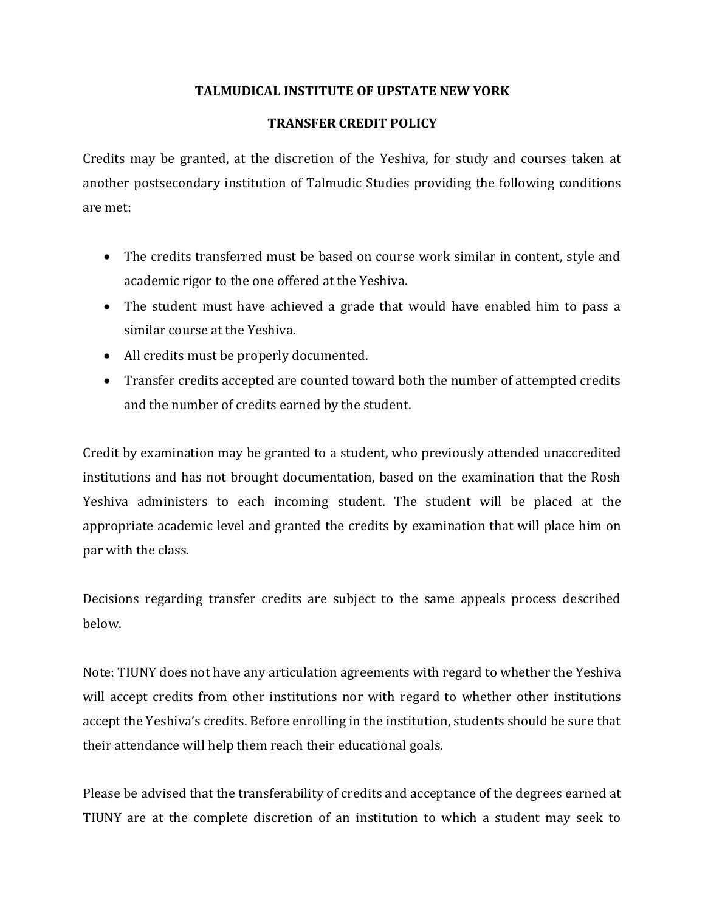# TALMUDICAL INSTITUTE OF UPSTATE NEW YORK

## TRANSFER CREDIT POLICY

Credits may be granted, at the discretion of the Yeshiva, for study and courses taken at another postsecondary institution of Talmudic Studies providing the following conditions are met:

- The credits transferred must be based on course work similar in content, style and academic rigor to the one offered at the Yeshiva.
- The student must have achieved a grade that would have enabled him to pass a similar course at the Yeshiva.
- All credits must be properly documented.
- Transfer credits accepted are counted toward both the number of attempted credits and the number of credits earned by the student.

Credit by examination may be granted to a student, who previously attended unaccredited institutions and has not brought documentation, based on the examination that the Rosh Yeshiva administers to each incoming student. The student will be placed at the appropriate academic level and granted the credits by examination that will place him on par with the class.

Decisions regarding transfer credits are subject to the same appeals process described below.

Note: TIUNY does not have any articulation agreements with regard to whether the Yeshiva will accept credits from other institutions nor with regard to whether other institutions accept the Yeshiva's credits. Before enrolling in the institution, students should be sure that their attendance will help them reach their educational goals.

Please be advised that the transferability of credits and acceptance of the degrees earned at TIUNY are at the complete discretion of an institution to which a student may seek to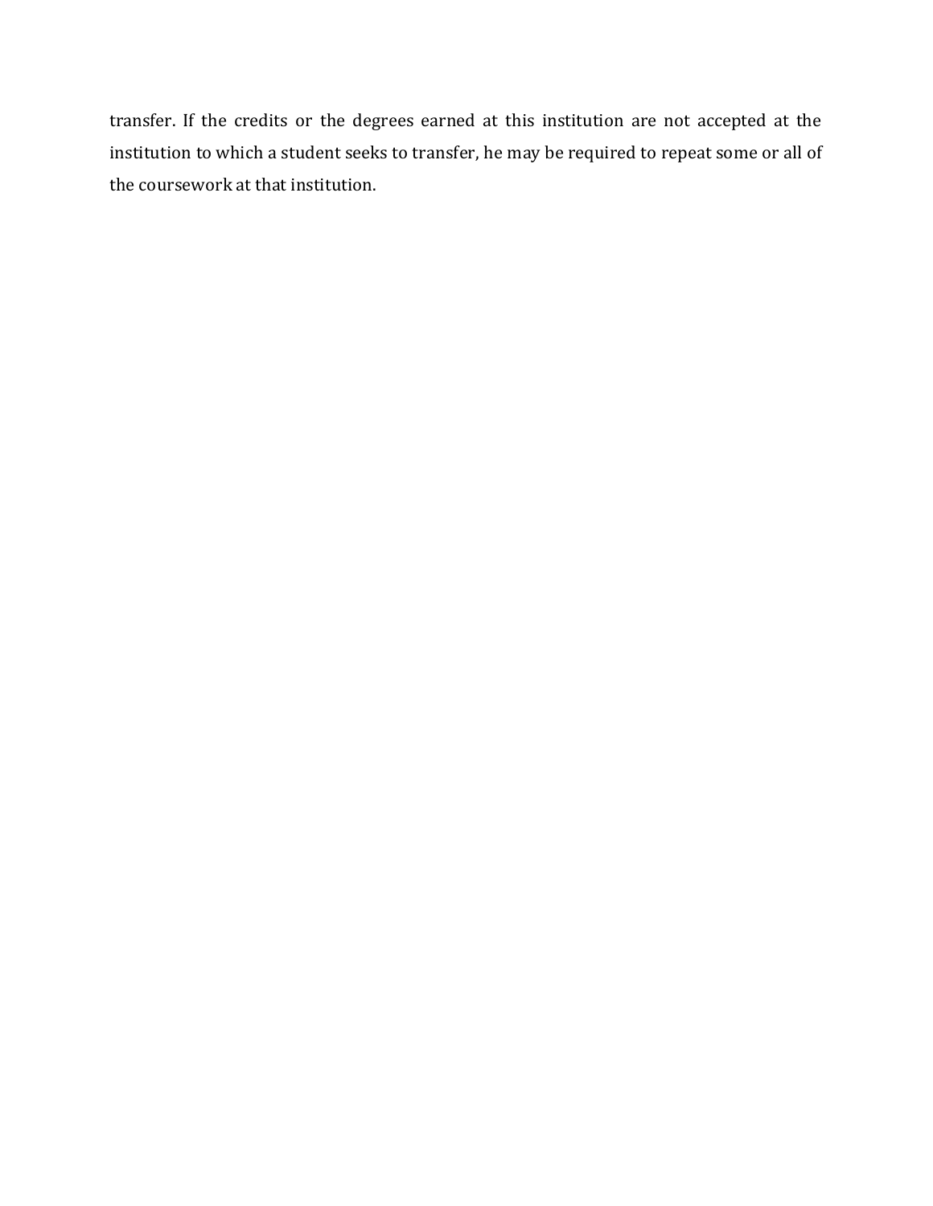transfer. If the credits or the degrees earned at this institution are not accepted at the institution to which a student seeks to transfer, he may be required to repeat some or all of the coursework at that institution.